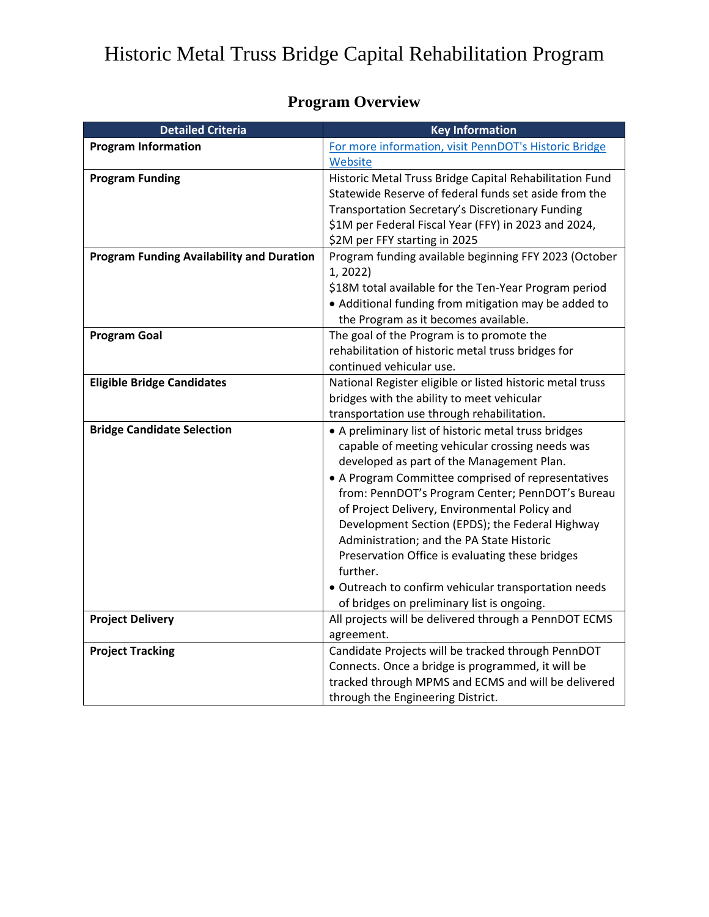# Historic Metal Truss Bridge Capital Rehabilitation Program

## Program Overview

| Detailed Criteria | Key Information |
|---|---|
| **Program Information** | [For more information, visit PennDOT's Historic Bridge Website]() |
| **Program Funding** | Historic Metal Truss Bridge Capital Rehabilitation Fund Statewide Reserve of federal funds set aside from the Transportation Secretary's Discretionary Funding $1M per Federal Fiscal Year (FFY) in 2023 and 2024, $2M per FFY starting in 2025 |
| **Program Funding Availability and Duration** | Program funding available beginning FFY 2023 (October 1, 2022)<br>$18M total available for the Ten-Year Program period<br>• Additional funding from mitigation may be added to the Program as it becomes available. |
| **Program Goal** | The goal of the Program is to promote the rehabilitation of historic metal truss bridges for continued vehicular use. |
| **Eligible Bridge Candidates** | National Register eligible or listed historic metal truss bridges with the ability to meet vehicular transportation use through rehabilitation. |
| **Bridge Candidate Selection** | • A preliminary list of historic metal truss bridges capable of meeting vehicular crossing needs was developed as part of the Management Plan.<br>• A Program Committee comprised of representatives from: PennDOT's Program Center; PennDOT's Bureau of Project Delivery, Environmental Policy and Development Section (EPDS); the Federal Highway Administration; and the PA State Historic Preservation Office is evaluating these bridges further.<br>• Outreach to confirm vehicular transportation needs of bridges on preliminary list is ongoing. |
| **Project Delivery** | All projects will be delivered through a PennDOT ECMS agreement. |
| **Project Tracking** | Candidate Projects will be tracked through PennDOT Connects. Once a bridge is programmed, it will be tracked through MPMS and ECMS and will be delivered through the Engineering District. |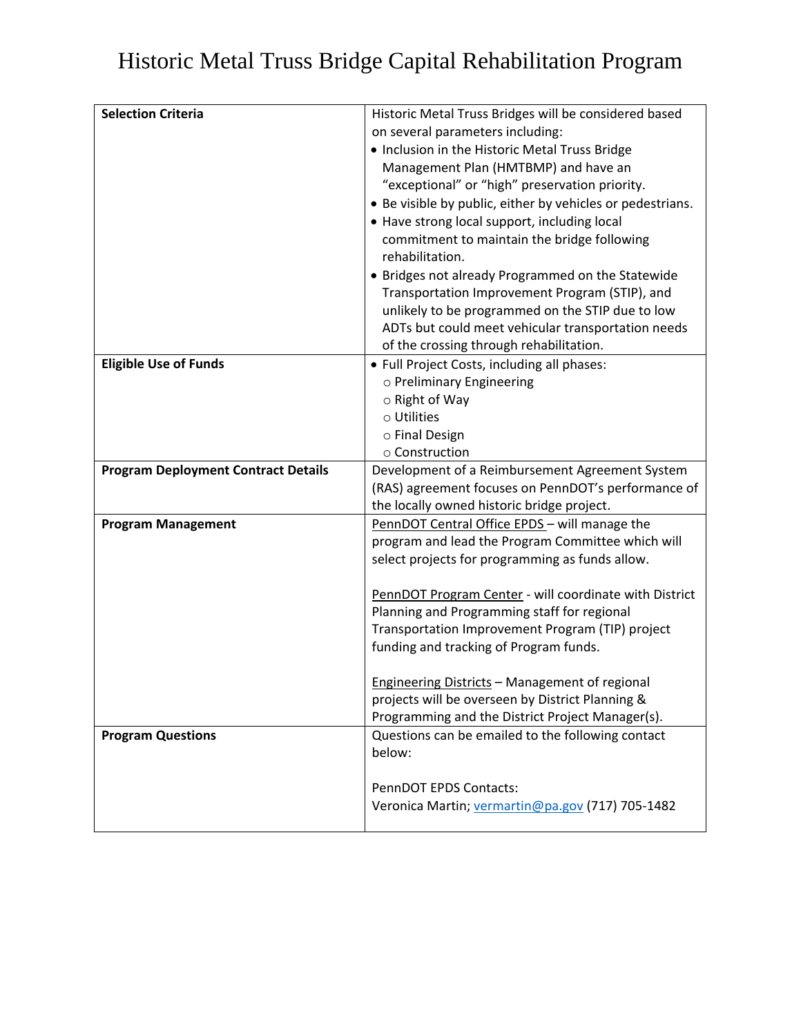# Historic Metal Truss Bridge Capital Rehabilitation Program

| | |
|---|---|
| **Selection Criteria** | Historic Metal Truss Bridges will be considered based on several parameters including:<br>• Inclusion in the Historic Metal Truss Bridge Management Plan (HMTBMP) and have an "exceptional" or "high" preservation priority.<br>• Be visible by public, either by vehicles or pedestrians.<br>• Have strong local support, including local commitment to maintain the bridge following rehabilitation.<br>• Bridges not already Programmed on the Statewide Transportation Improvement Program (STIP), and unlikely to be programmed on the STIP due to low ADTs but could meet vehicular transportation needs of the crossing through rehabilitation. |
| **Eligible Use of Funds** | • Full Project Costs, including all phases:<br>○ Preliminary Engineering<br>○ Right of Way<br>○ Utilities<br>○ Final Design<br>○ Construction |
| **Program Deployment Contract Details** | Development of a Reimbursement Agreement System (RAS) agreement focuses on PennDOT's performance of the locally owned historic bridge project. |
| **Program Management** | PennDOT Central Office EPDS – will manage the program and lead the Program Committee which will select projects for programming as funds allow.<br><br>PennDOT Program Center - will coordinate with District Planning and Programming staff for regional Transportation Improvement Program (TIP) project funding and tracking of Program funds.<br><br>Engineering Districts – Management of regional projects will be overseen by District Planning & Programming and the District Project Manager(s). |
| **Program Questions** | Questions can be emailed to the following contact below:<br><br>PennDOT EPDS Contacts:<br>Veronica Martin; vermartin@pa.gov (717) 705-1482 |